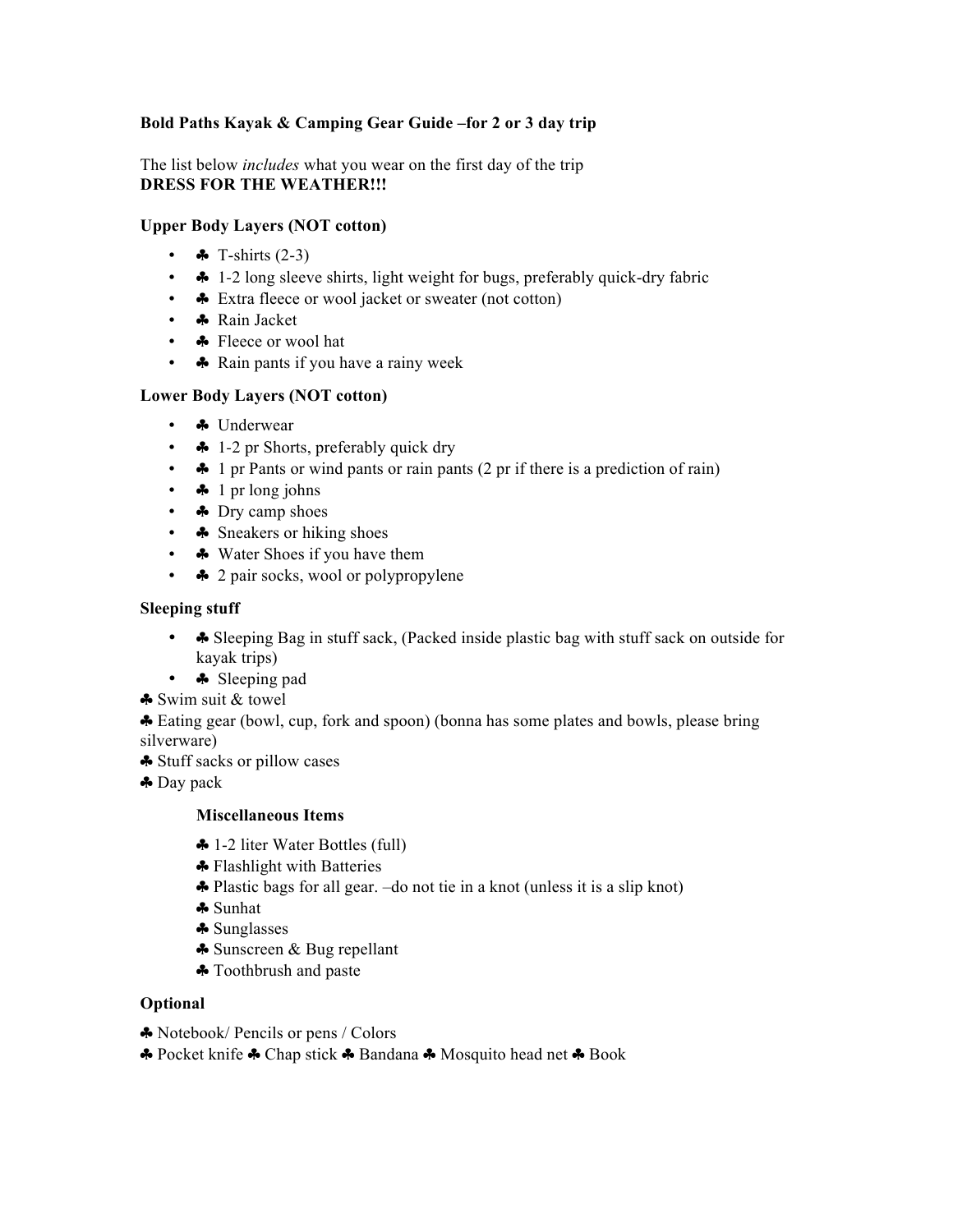**Bold Paths Kayak & Camping Gear Guide –for 2 or 3 day trip**

The list below *includes* what you wear on the first day of the trip
**DRESS FOR THE WEATHER!!!**

**Upper Body Layers (NOT cotton)**

- ♣ T-shirts (2-3)
- ♣ 1-2 long sleeve shirts, light weight for bugs, preferably quick-dry fabric
- ♣ Extra fleece or wool jacket or sweater (not cotton)
- ♣ Rain Jacket
- ♣ Fleece or wool hat
- ♣ Rain pants if you have a rainy week

**Lower Body Layers (NOT cotton)**

- ♣ Underwear
- ♣ 1-2 pr Shorts, preferably quick dry
- ♣ 1 pr Pants or wind pants or rain pants (2 pr if there is a prediction of rain)
- ♣ 1 pr long johns
- ♣ Dry camp shoes
- ♣ Sneakers or hiking shoes
- ♣ Water Shoes if you have them
- ♣ 2 pair socks, wool or polypropylene

**Sleeping stuff**

- ♣ Sleeping Bag in stuff sack, (Packed inside plastic bag with stuff sack on outside for kayak trips)
- ♣ Sleeping pad

♣ Swim suit & towel
♣ Eating gear (bowl, cup, fork and spoon) (bonna has some plates and bowls, please bring silverware)
♣ Stuff sacks or pillow cases
♣ Day pack

**Miscellaneous Items**

♣ 1-2 liter Water Bottles (full)
♣ Flashlight with Batteries
♣ Plastic bags for all gear. –do not tie in a knot (unless it is a slip knot)
♣ Sunhat
♣ Sunglasses
♣ Sunscreen & Bug repellant
♣ Toothbrush and paste

**Optional**

♣ Notebook/ Pencils or pens / Colors
♣ Pocket knife ♣ Chap stick ♣ Bandana ♣ Mosquito head net ♣ Book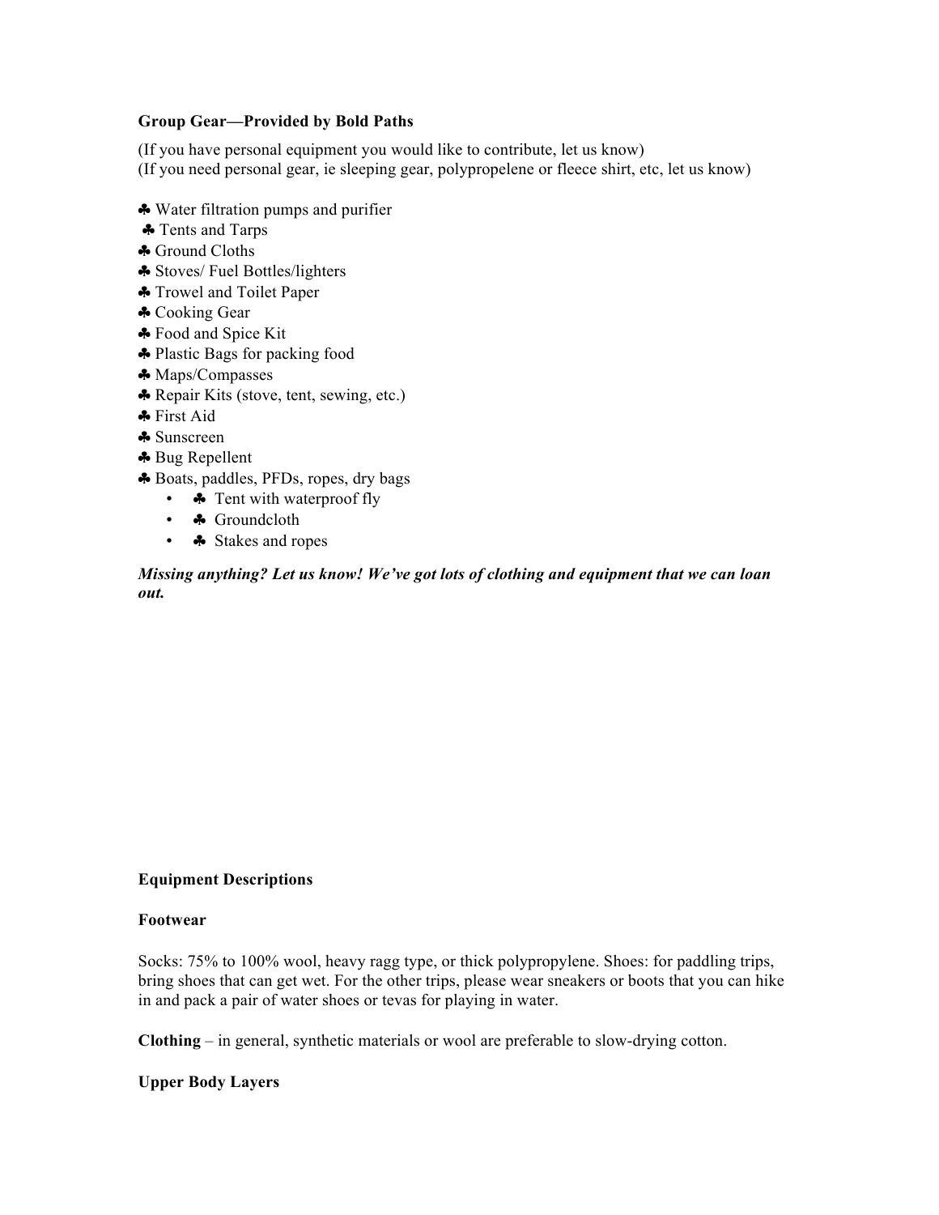**Group Gear—Provided by Bold Paths**

(If you have personal equipment you would like to contribute, let us know)
(If you need personal gear, ie sleeping gear, polypropelene or fleece shirt, etc, let us know)

- ♣ Water filtration pumps and purifier
- ♣ Tents and Tarps
- ♣ Ground Cloths
- ♣ Stoves/ Fuel Bottles/lighters
- ♣ Trowel and Toilet Paper
- ♣ Cooking Gear
- ♣ Food and Spice Kit
- ♣ Plastic Bags for packing food
- ♣ Maps/Compasses
- ♣ Repair Kits (stove, tent, sewing, etc.)
- ♣ First Aid
- ♣ Sunscreen
- ♣ Bug Repellent
- ♣ Boats, paddles, PFDs, ropes, dry bags
  - ♣ Tent with waterproof fly
  - ♣ Groundcloth
  - ♣ Stakes and ropes

***Missing anything? Let us know! We've got lots of clothing and equipment that we can loan out.***

**Equipment Descriptions**

**Footwear**

Socks: 75% to 100% wool, heavy ragg type, or thick polypropylene. Shoes: for paddling trips, bring shoes that can get wet. For the other trips, please wear sneakers or boots that you can hike in and pack a pair of water shoes or tevas for playing in water.

**Clothing** – in general, synthetic materials or wool are preferable to slow-drying cotton.

**Upper Body Layers**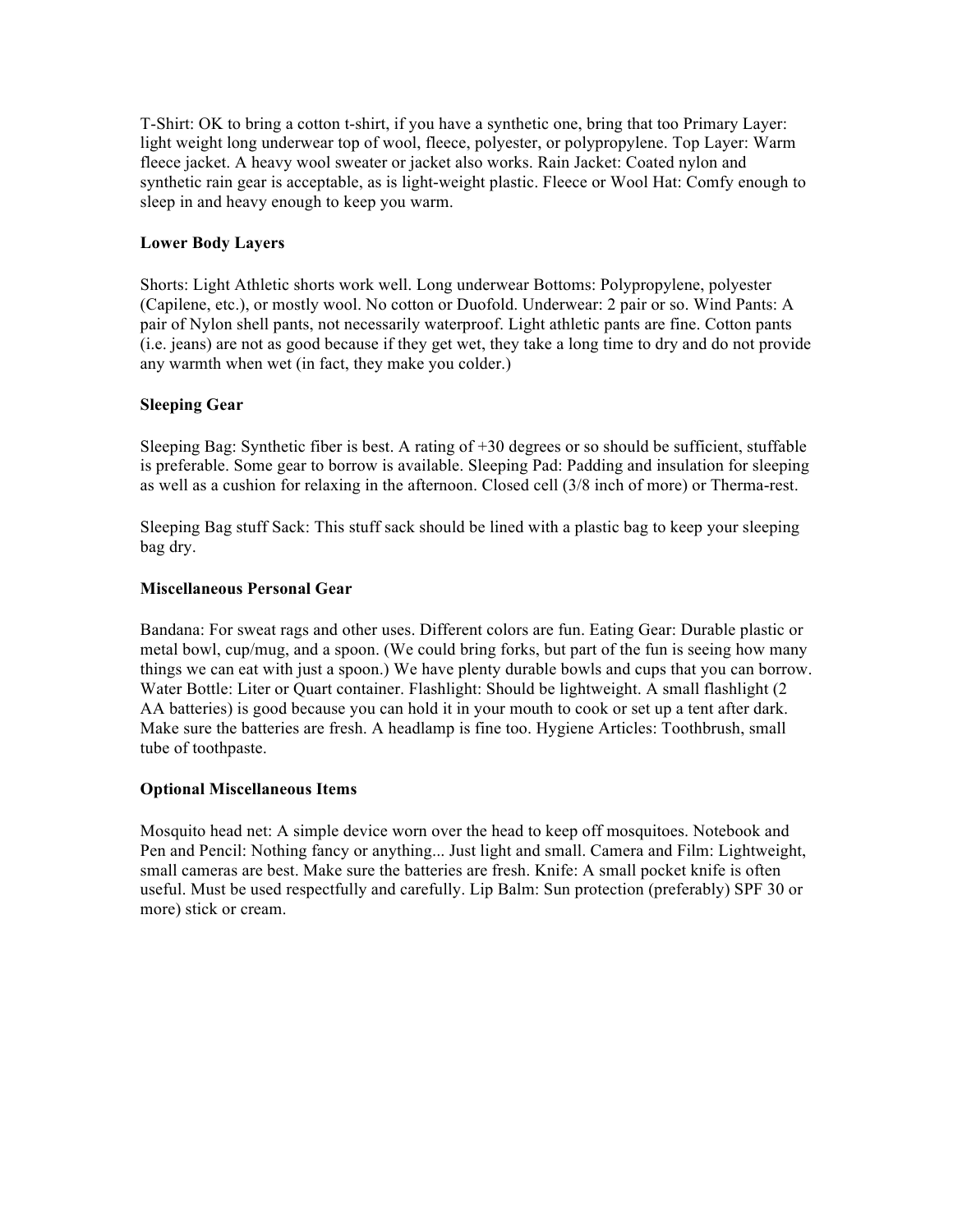T-Shirt: OK to bring a cotton t-shirt, if you have a synthetic one, bring that too Primary Layer: light weight long underwear top of wool, fleece, polyester, or polypropylene. Top Layer: Warm fleece jacket. A heavy wool sweater or jacket also works. Rain Jacket: Coated nylon and synthetic rain gear is acceptable, as is light-weight plastic. Fleece or Wool Hat: Comfy enough to sleep in and heavy enough to keep you warm.

**Lower Body Layers**

Shorts: Light Athletic shorts work well. Long underwear Bottoms: Polypropylene, polyester (Capilene, etc.), or mostly wool. No cotton or Duofold. Underwear: 2 pair or so. Wind Pants: A pair of Nylon shell pants, not necessarily waterproof. Light athletic pants are fine. Cotton pants (i.e. jeans) are not as good because if they get wet, they take a long time to dry and do not provide any warmth when wet (in fact, they make you colder.)

**Sleeping Gear**

Sleeping Bag: Synthetic fiber is best. A rating of +30 degrees or so should be sufficient, stuffable is preferable. Some gear to borrow is available. Sleeping Pad: Padding and insulation for sleeping as well as a cushion for relaxing in the afternoon. Closed cell (3/8 inch of more) or Therma-rest.

Sleeping Bag stuff Sack: This stuff sack should be lined with a plastic bag to keep your sleeping bag dry.

**Miscellaneous Personal Gear**

Bandana: For sweat rags and other uses. Different colors are fun. Eating Gear: Durable plastic or metal bowl, cup/mug, and a spoon. (We could bring forks, but part of the fun is seeing how many things we can eat with just a spoon.) We have plenty durable bowls and cups that you can borrow. Water Bottle: Liter or Quart container. Flashlight: Should be lightweight. A small flashlight (2 AA batteries) is good because you can hold it in your mouth to cook or set up a tent after dark. Make sure the batteries are fresh. A headlamp is fine too. Hygiene Articles: Toothbrush, small tube of toothpaste.

**Optional Miscellaneous Items**

Mosquito head net: A simple device worn over the head to keep off mosquitoes. Notebook and Pen and Pencil: Nothing fancy or anything... Just light and small. Camera and Film: Lightweight, small cameras are best. Make sure the batteries are fresh. Knife: A small pocket knife is often useful. Must be used respectfully and carefully. Lip Balm: Sun protection (preferably) SPF 30 or more) stick or cream.